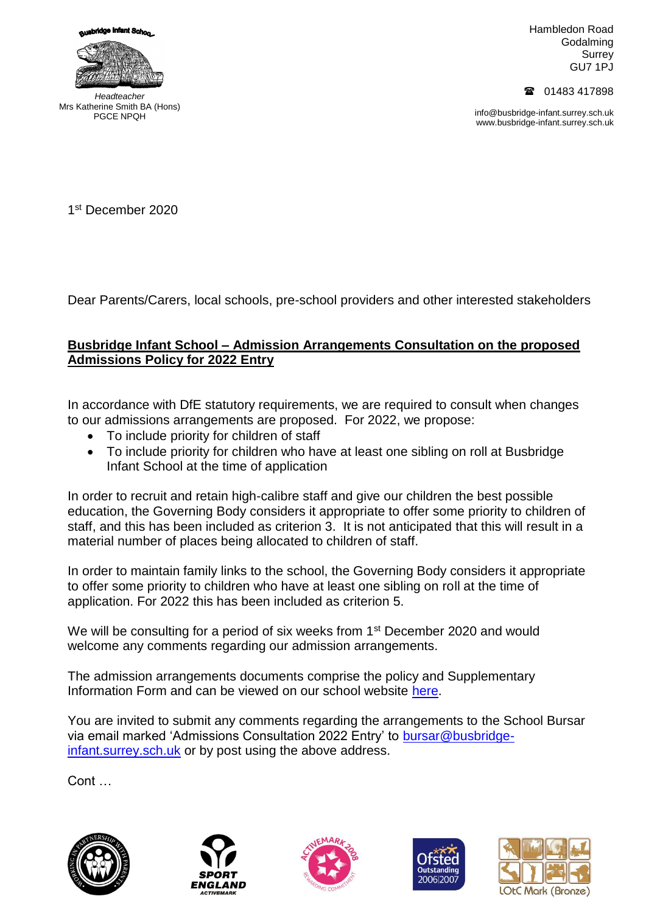Busbridge Infant School

*Headteacher*
Mrs Katherine Smith BA (Hons) PGCE NPQH

Hambledon Road
Godalming
Surrey
GU7 1PJ

☎ 01483 417898

info@busbridge-infant.surrey.sch.uk
www.busbridge-infant.surrey.sch.uk

1st December 2020

Dear Parents/Carers, local schools, pre-school providers and other interested stakeholders

**Busbridge Infant School – Admission Arrangements Consultation on the proposed Admissions Policy for 2022 Entry**

In accordance with DfE statutory requirements, we are required to consult when changes to our admissions arrangements are proposed. For 2022, we propose:

- To include priority for children of staff
- To include priority for children who have at least one sibling on roll at Busbridge Infant School at the time of application

In order to recruit and retain high-calibre staff and give our children the best possible education, the Governing Body considers it appropriate to offer some priority to children of staff, and this has been included as criterion 3. It is not anticipated that this will result in a material number of places being allocated to children of staff.

In order to maintain family links to the school, the Governing Body considers it appropriate to offer some priority to children who have at least one sibling on roll at the time of application. For 2022 this has been included as criterion 5.

We will be consulting for a period of six weeks from 1st December 2020 and would welcome any comments regarding our admission arrangements.

The admission arrangements documents comprise the policy and Supplementary Information Form and can be viewed on our school website here.

You are invited to submit any comments regarding the arrangements to the School Bursar via email marked 'Admissions Consultation 2022 Entry' to bursar@busbridge-infant.surrey.sch.uk or by post using the above address.

Cont …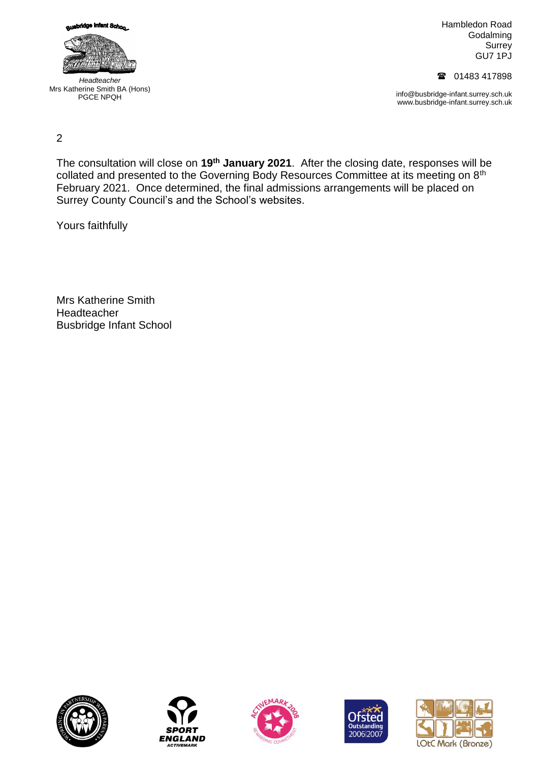Hambledon Road
Godalming
Surrey
GU7 1PJ

☎ 01483 417898

info@busbridge-infant.surrey.sch.uk
www.busbridge-infant.surrey.sch.uk

*Headteacher*
Mrs Katherine Smith BA (Hons)
PGCE NPQH

The consultation will close on **19th January 2021**. After the closing date, responses will be collated and presented to the Governing Body Resources Committee at its meeting on 8th February 2021. Once determined, the final admissions arrangements will be placed on Surrey County Council's and the School's websites.

Yours faithfully

Mrs Katherine Smith
Headteacher
Busbridge Infant School